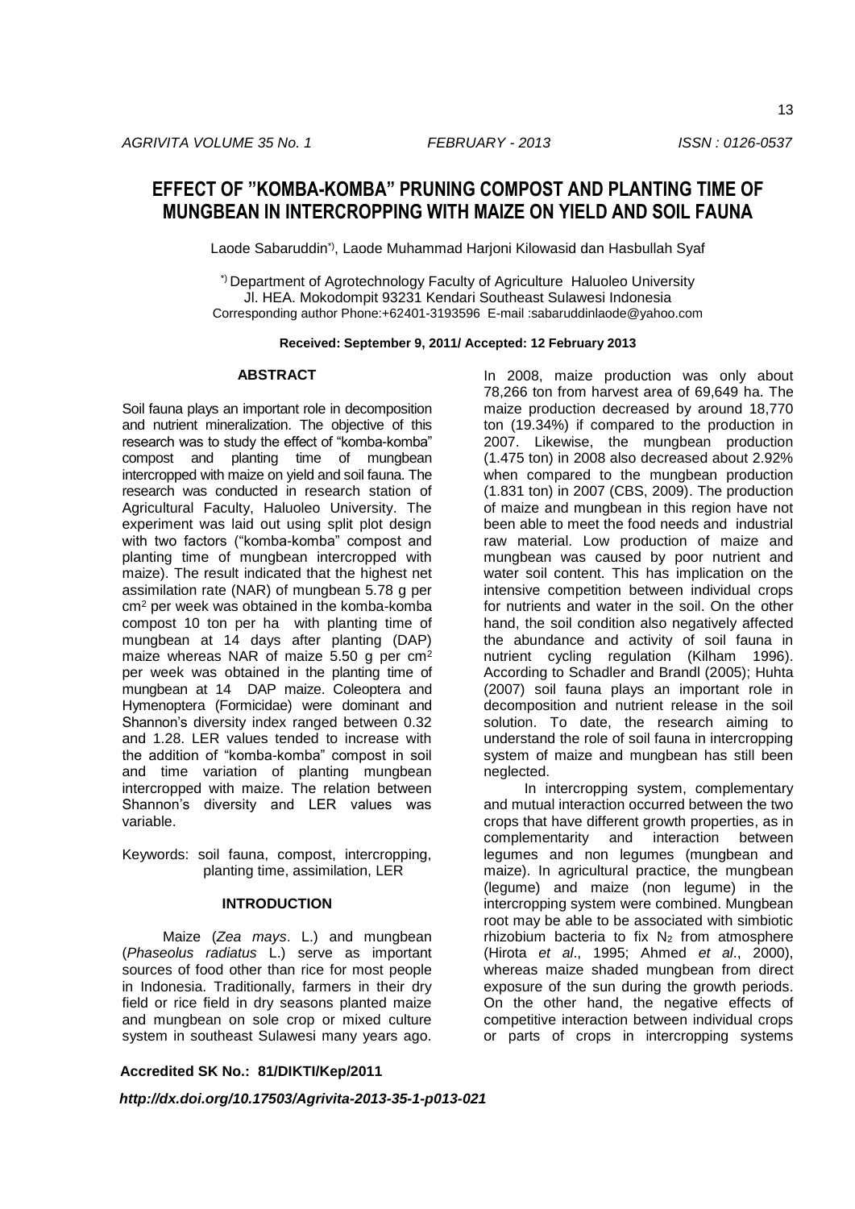# EFFECT OF "KOMBA-KOMBA" PRUNING COMPOST AND PLANTING TIME OF MUNGBEAN IN INTERCROPPING WITH MAIZE ON YIELD AND SOIL FAUNA

Laode Sabaruddin*), Laode Muhammad Harjoni Kilowasid dan Hasbullah Syaf

*) Department of Agrotechnology Faculty of Agriculture Haluoleo University
Jl. HEA. Mokodompit 93231 Kendari Southeast Sulawesi Indonesia
Corresponding author Phone:+62401-3193596 E-mail :sabaruddinlaode@yahoo.com

**Received: September 9, 2011/ Accepted: 12 February 2013**

## ABSTRACT

Soil fauna plays an important role in decomposition and nutrient mineralization. The objective of this research was to study the effect of "komba-komba" compost and planting time of mungbean intercropped with maize on yield and soil fauna. The research was conducted in research station of Agricultural Faculty, Haluoleo University. The experiment was laid out using split plot design with two factors ("komba-komba" compost and planting time of mungbean intercropped with maize). The result indicated that the highest net assimilation rate (NAR) of mungbean 5.78 g per $cm^2$ per week was obtained in the komba-komba compost 10 ton per ha with planting time of mungbean at 14 days after planting (DAP) maize whereas NAR of maize 5.50 g per $cm^2$ per week was obtained in the planting time of mungbean at 14 DAP maize. Coleoptera and Hymenoptera (Formicidae) were dominant and Shannon's diversity index ranged between 0.32 and 1.28. LER values tended to increase with the addition of "komba-komba" compost in soil and time variation of planting mungbean intercropped with maize. The relation between Shannon's diversity and LER values was variable.

Keywords: soil fauna, compost, intercropping, planting time, assimilation, LER

## INTRODUCTION

Maize (*Zea mays*. L.) and mungbean (*Phaseolus radiatus* L.) serve as important sources of food other than rice for most people in Indonesia. Traditionally, farmers in their dry field or rice field in dry seasons planted maize and mungbean on sole crop or mixed culture system in southeast Sulawesi many years ago. In 2008, maize production was only about 78,266 ton from harvest area of 69,649 ha. The maize production decreased by around 18,770 ton (19.34%) if compared to the production in 2007. Likewise, the mungbean production (1.475 ton) in 2008 also decreased about 2.92% when compared to the mungbean production (1.831 ton) in 2007 (CBS, 2009). The production of maize and mungbean in this region have not been able to meet the food needs and industrial raw material. Low production of maize and mungbean was caused by poor nutrient and water soil content. This has implication on the intensive competition between individual crops for nutrients and water in the soil. On the other hand, the soil condition also negatively affected the abundance and activity of soil fauna in nutrient cycling regulation (Kilham 1996). According to Schadler and Brandl (2005); Huhta (2007) soil fauna plays an important role in decomposition and nutrient release in the soil solution. To date, the research aiming to understand the role of soil fauna in intercropping system of maize and mungbean has still been neglected.

In intercropping system, complementary and mutual interaction occurred between the two crops that have different growth properties, as in complementarity and interaction between legumes and non legumes (mungbean and maize). In agricultural practice, the mungbean (legume) and maize (non legume) in the intercropping system were combined. Mungbean root may be able to be associated with simbiotic rhizobium bacteria to fix $N_2$ from atmosphere (Hirota *et al*., 1995; Ahmed *et al*., 2000), whereas maize shaded mungbean from direct exposure of the sun during the growth periods. On the other hand, the negative effects of competitive interaction between individual crops or parts of crops in intercropping systems

**Accredited SK No.: 81/DIKTI/Kep/2011**

***http://dx.doi.org/10.17503/Agrivita-2013-35-1-p013-021***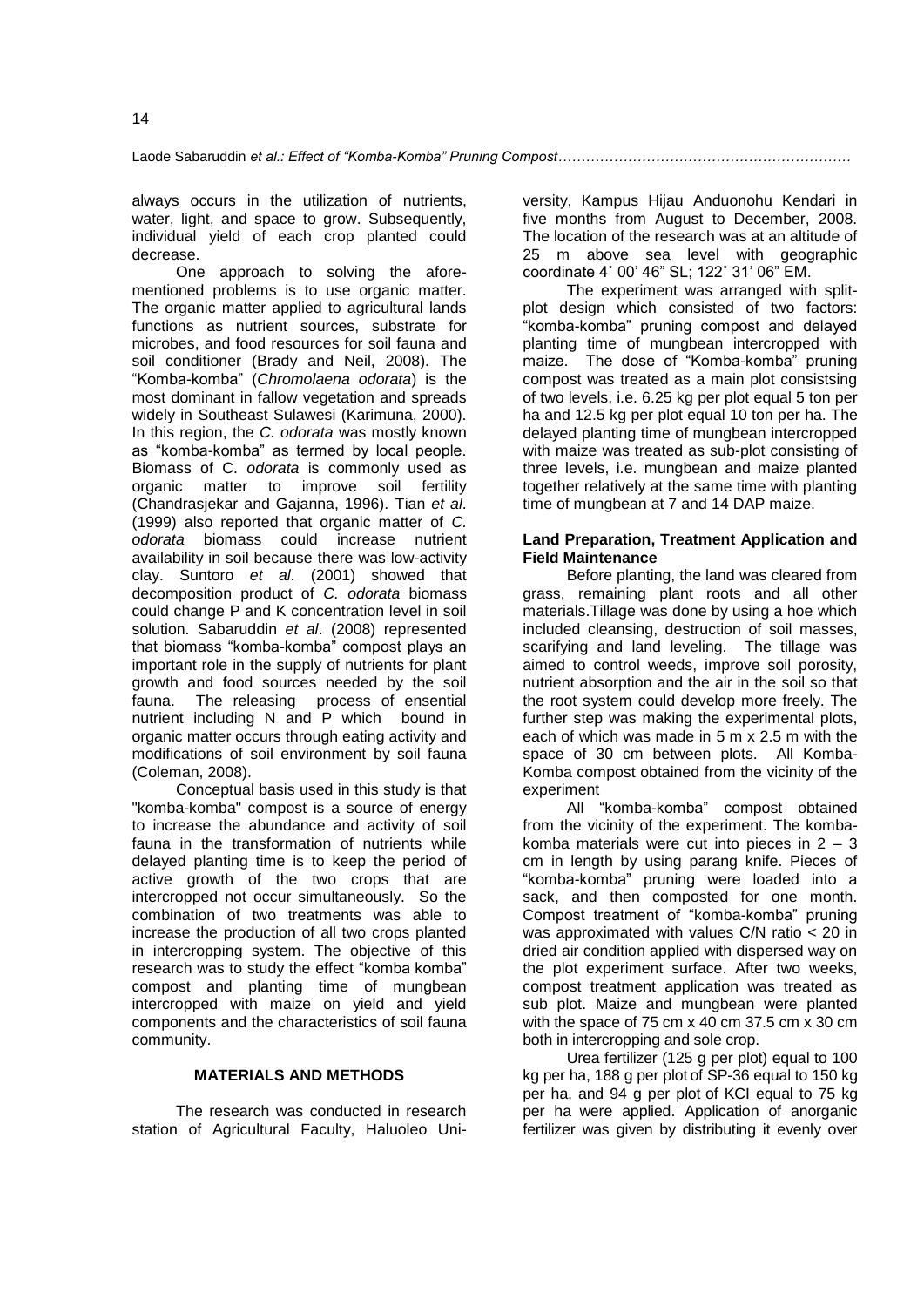always occurs in the utilization of nutrients, water, light, and space to grow. Subsequently, individual yield of each crop planted could decrease.

One approach to solving the aforementioned problems is to use organic matter. The organic matter applied to agricultural lands functions as nutrient sources, substrate for microbes, and food resources for soil fauna and soil conditioner (Brady and Neil, 2008). The "Komba-komba" (*Chromolaena odorata*) is the most dominant in fallow vegetation and spreads widely in Southeast Sulawesi (Karimuna, 2000). In this region, the *C. odorata* was mostly known as "komba-komba" as termed by local people. Biomass of C. *odorata* is commonly used as organic matter to improve soil fertility (Chandrasjekar and Gajanna, 1996). Tian *et al*. (1999) also reported that organic matter of *C. odorata* biomass could increase nutrient availability in soil because there was low-activity clay. Suntoro *et al*. (2001) showed that decomposition product of *C. odorata* biomass could change P and K concentration level in soil solution. Sabaruddin *et al*. (2008) represented that biomass "komba-komba" compost plays an important role in the supply of nutrients for plant growth and food sources needed by the soil fauna. The releasing process of ensential nutrient including N and P which bound in organic matter occurs through eating activity and modifications of soil environment by soil fauna (Coleman, 2008).

Conceptual basis used in this study is that "komba-komba" compost is a source of energy to increase the abundance and activity of soil fauna in the transformation of nutrients while delayed planting time is to keep the period of active growth of the two crops that are intercropped not occur simultaneously. So the combination of two treatments was able to increase the production of all two crops planted in intercropping system. The objective of this research was to study the effect "komba komba" compost and planting time of mungbean intercropped with maize on yield and yield components and the characteristics of soil fauna community.

## MATERIALS AND METHODS

The research was conducted in research station of Agricultural Faculty, Haluoleo University, Kampus Hijau Anduonohu Kendari in five months from August to December, 2008. The location of the research was at an altitude of 25 m above sea level with geographic coordinate 4˚ 00' 46" SL; 122˚ 31' 06" EM.

The experiment was arranged with split-plot design which consisted of two factors: "komba-komba" pruning compost and delayed planting time of mungbean intercropped with maize. The dose of "Komba-komba" pruning compost was treated as a main plot consistsing of two levels, i.e. 6.25 kg per plot equal 5 ton per ha and 12.5 kg per plot equal 10 ton per ha. The delayed planting time of mungbean intercropped with maize was treated as sub-plot consisting of three levels, i.e. mungbean and maize planted together relatively at the same time with planting time of mungbean at 7 and 14 DAP maize.

### Land Preparation, Treatment Application and Field Maintenance

Before planting, the land was cleared from grass, remaining plant roots and all other materials.Tillage was done by using a hoe which included cleansing, destruction of soil masses, scarifying and land leveling. The tillage was aimed to control weeds, improve soil porosity, nutrient absorption and the air in the soil so that the root system could develop more freely. The further step was making the experimental plots, each of which was made in 5 m x 2.5 m with the space of 30 cm between plots. All Komba-Komba compost obtained from the vicinity of the experiment

All "komba-komba" compost obtained from the vicinity of the experiment. The komba-komba materials were cut into pieces in 2 – 3 cm in length by using parang knife. Pieces of "komba-komba" pruning were loaded into a sack, and then composted for one month. Compost treatment of "komba-komba" pruning was approximated with values C/N ratio < 20 in dried air condition applied with dispersed way on the plot experiment surface. After two weeks, compost treatment application was treated as sub plot. Maize and mungbean were planted with the space of 75 cm x 40 cm 37.5 cm x 30 cm both in intercropping and sole crop.

Urea fertilizer (125 g per plot) equal to 100 kg per ha, 188 g per plot of SP-36 equal to 150 kg per ha, and 94 g per plot of KCl equal to 75 kg per ha were applied. Application of anorganic fertilizer was given by distributing it evenly over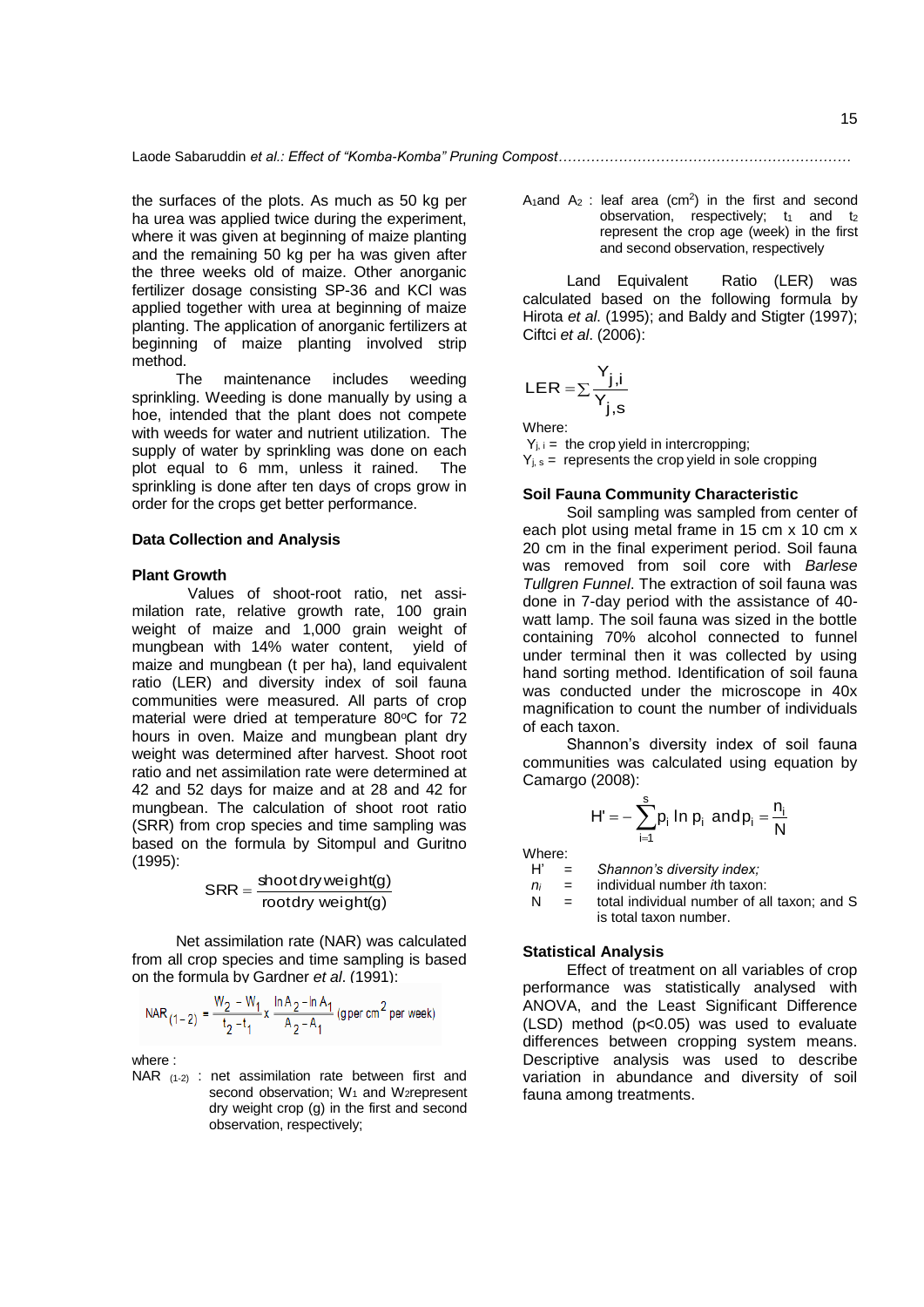the surfaces of the plots. As much as 50 kg per ha urea was applied twice during the experiment, where it was given at beginning of maize planting and the remaining 50 kg per ha was given after the three weeks old of maize. Other anorganic fertilizer dosage consisting SP-36 and KCl was applied together with urea at beginning of maize planting. The application of anorganic fertilizers at beginning of maize planting involved strip method.

The maintenance includes weeding sprinkling. Weeding is done manually by using a hoe, intended that the plant does not compete with weeds for water and nutrient utilization. The supply of water by sprinkling was done on each plot equal to 6 mm, unless it rained. The sprinkling is done after ten days of crops grow in order for the crops get better performance.

## Data Collection and Analysis

### Plant Growth

Values of shoot-root ratio, net assimilation rate, relative growth rate, 100 grain weight of maize and 1,000 grain weight of mungbean with 14% water content, yield of maize and mungbean (t per ha), land equivalent ratio (LER) and diversity index of soil fauna communities were measured. All parts of crop material were dried at temperature 80°C for 72 hours in oven. Maize and mungbean plant dry weight was determined after harvest. Shoot root ratio and net assimilation rate were determined at 42 and 52 days for maize and at 28 and 42 for mungbean. The calculation of shoot root ratio (SRR) from crop species and time sampling was based on the formula by Sitompul and Guritno (1995):

$$SRR = \frac{\text{shoot dry weight(g)}}{\text{root dry weight(g)}}$$

Net assimilation rate (NAR) was calculated from all crop species and time sampling is based on the formula by Gardner *et al*. (1991):

$$NAR_{(1-2)} = \frac{W_2 - W_1}{t_2 - t_1} \times \frac{\ln A_2 - \ln A_1}{A_2 - A_1} \text{ (g per cm}^2 \text{ per week)}$$

where :

$NAR_{(1-2)}$ : net assimilation rate between first and second observation; $W_1$ and $W_2$ represent dry weight crop (g) in the first and second observation, respectively;

$A_1$ and $A_2$ : leaf area (cm$^2$) in the first and second observation, respectively; $t_1$ and $t_2$ represent the crop age (week) in the first and second observation, respectively

Land Equivalent Ratio (LER) was calculated based on the following formula by Hirota *et al*. (1995); and Baldy and Stigter (1997); Ciftci *et al*. (2006):

$$LER = \sum \frac{Y_{j,i}}{Y_{j,s}}$$

Where:

$Y_{j,i}$ = the crop yield in intercropping;

$Y_{j,s}$ = represents the crop yield in sole cropping

### Soil Fauna Community Characteristic

Soil sampling was sampled from center of each plot using metal frame in 15 cm x 10 cm x 20 cm in the final experiment period. Soil fauna was removed from soil core with *Barlese Tullgren Funnel*. The extraction of soil fauna was done in 7-day period with the assistance of 40-watt lamp. The soil fauna was sized in the bottle containing 70% alcohol connected to funnel under terminal then it was collected by using hand sorting method. Identification of soil fauna was conducted under the microscope in 40x magnification to count the number of individuals of each taxon.

Shannon's diversity index of soil fauna communities was calculated using equation by Camargo (2008):

$$H' = -\sum_{i=1}^{s} p_i \ln p_i \text{ and } p_i = \frac{n_i}{N}$$

Where:

H' = *Shannon's diversity index;*

$n_i$ = individual number *i*th taxon:

N = total individual number of all taxon; and S is total taxon number.

### Statistical Analysis

Effect of treatment on all variables of crop performance was statistically analysed with ANOVA, and the Least Significant Difference (LSD) method ($p<0.05$) was used to evaluate differences between cropping system means. Descriptive analysis was used to describe variation in abundance and diversity of soil fauna among treatments.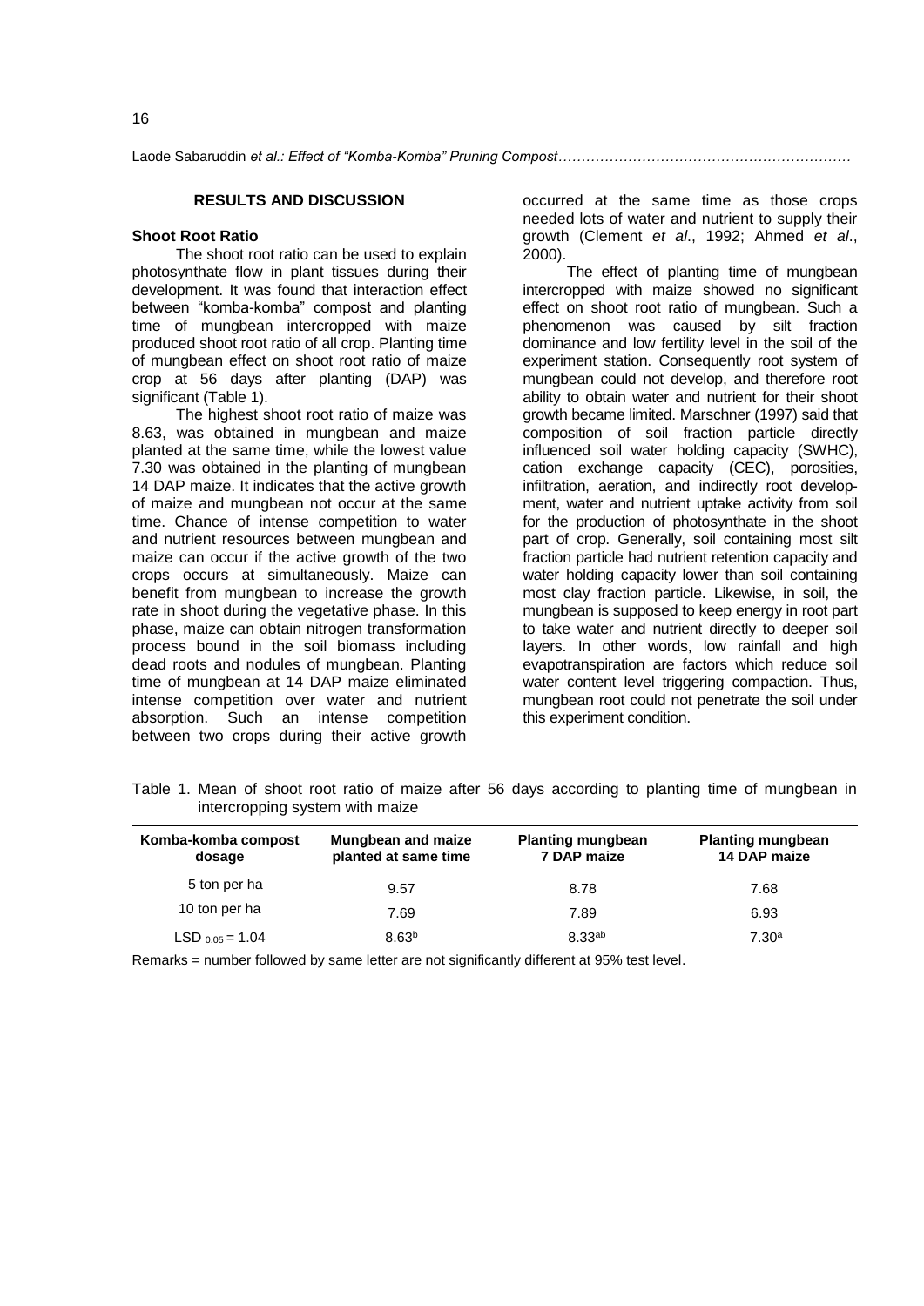## RESULTS AND DISCUSSION

### Shoot Root Ratio

The shoot root ratio can be used to explain photosynthate flow in plant tissues during their development. It was found that interaction effect between "komba-komba" compost and planting time of mungbean intercropped with maize produced shoot root ratio of all crop. Planting time of mungbean effect on shoot root ratio of maize crop at 56 days after planting (DAP) was significant (Table 1).

The highest shoot root ratio of maize was 8.63, was obtained in mungbean and maize planted at the same time, while the lowest value 7.30 was obtained in the planting of mungbean 14 DAP maize. It indicates that the active growth of maize and mungbean not occur at the same time. Chance of intense competition to water and nutrient resources between mungbean and maize can occur if the active growth of the two crops occurs at simultaneously. Maize can benefit from mungbean to increase the growth rate in shoot during the vegetative phase. In this phase, maize can obtain nitrogen transformation process bound in the soil biomass including dead roots and nodules of mungbean. Planting time of mungbean at 14 DAP maize eliminated intense competition over water and nutrient absorption. Such an intense competition between two crops during their active growth occurred at the same time as those crops needed lots of water and nutrient to supply their growth (Clement *et al*., 1992; Ahmed *et al*., 2000).

The effect of planting time of mungbean intercropped with maize showed no significant effect on shoot root ratio of mungbean. Such a phenomenon was caused by silt fraction dominance and low fertility level in the soil of the experiment station. Consequently root system of mungbean could not develop, and therefore root ability to obtain water and nutrient for their shoot growth became limited. Marschner (1997) said that composition of soil fraction particle directly influenced soil water holding capacity (SWHC), cation exchange capacity (CEC), porosities, infiltration, aeration, and indirectly root development, water and nutrient uptake activity from soil for the production of photosynthate in the shoot part of crop. Generally, soil containing most silt fraction particle had nutrient retention capacity and water holding capacity lower than soil containing most clay fraction particle. Likewise, in soil, the mungbean is supposed to keep energy in root part to take water and nutrient directly to deeper soil layers. In other words, low rainfall and high evapotranspiration are factors which reduce soil water content level triggering compaction. Thus, mungbean root could not penetrate the soil under this experiment condition.

Table 1. Mean of shoot root ratio of maize after 56 days according to planting time of mungbean in intercropping system with maize

| Komba-komba compost dosage | Mungbean and maize planted at same time | Planting mungbean 7 DAP maize | Planting mungbean 14 DAP maize |
|---|---|---|---|
| 5 ton per ha | 9.57 | 8.78 | 7.68 |
| 10 ton per ha | 7.69 | 7.89 | 6.93 |
| $LSD_{0.05} = 1.04$ | $8.63^{b}$ | $8.33^{ab}$ | $7.30^{a}$ |

Remarks = number followed by same letter are not significantly different at 95% test level.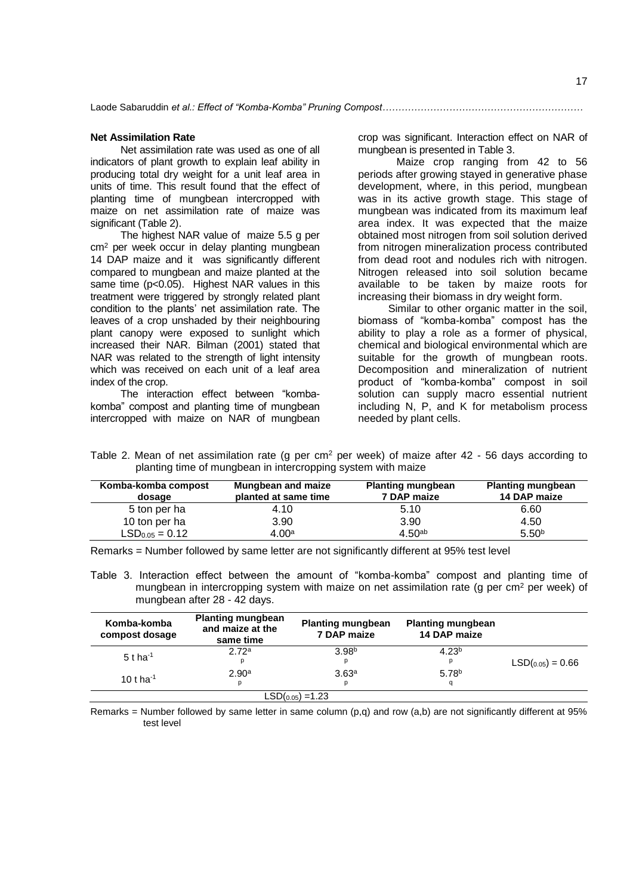### Net Assimilation Rate

Net assimilation rate was used as one of all indicators of plant growth to explain leaf ability in producing total dry weight for a unit leaf area in units of time. This result found that the effect of planting time of mungbean intercropped with maize on net assimilation rate of maize was significant (Table 2).

The highest NAR value of maize 5.5 g per $cm^2$ per week occur in delay planting mungbean 14 DAP maize and it was significantly different compared to mungbean and maize planted at the same time ($p<0.05$). Highest NAR values in this treatment were triggered by strongly related plant condition to the plants' net assimilation rate. The leaves of a crop unshaded by their neighbouring plant canopy were exposed to sunlight which increased their NAR. Bilman (2001) stated that NAR was related to the strength of light intensity which was received on each unit of a leaf area index of the crop.

The interaction effect between "komba-komba" compost and planting time of mungbean intercropped with maize on NAR of mungbean crop was significant. Interaction effect on NAR of mungbean is presented in Table 3.

Maize crop ranging from 42 to 56 periods after growing stayed in generative phase development, where, in this period, mungbean was in its active growth stage. This stage of mungbean was indicated from its maximum leaf area index. It was expected that the maize obtained most nitrogen from soil solution derived from nitrogen mineralization process contributed from dead root and nodules rich with nitrogen. Nitrogen released into soil solution became available to be taken by maize roots for increasing their biomass in dry weight form.

Similar to other organic matter in the soil, biomass of "komba-komba" compost has the ability to play a role as a former of physical, chemical and biological environmental which are suitable for the growth of mungbean roots. Decomposition and mineralization of nutrient product of "komba-komba" compost in soil solution can supply macro essential nutrient including N, P, and K for metabolism process needed by plant cells.

Table 2. Mean of net assimilation rate (g per $cm^2$ per week) of maize after 42 - 56 days according to planting time of mungbean in intercropping system with maize

| Komba-komba compost dosage | Mungbean and maize planted at same time | Planting mungbean 7 DAP maize | Planting mungbean 14 DAP maize |
|---|---|---|---|
| 5 ton per ha | 4.10 | 5.10 | 6.60 |
| 10 ton per ha | 3.90 | 3.90 | 4.50 |
| $LSD_{0.05} = 0.12$ | $4.00^{a}$ | $4.50^{ab}$ | $5.50^{b}$ |

Remarks = Number followed by same letter are not significantly different at 95% test level

Table 3. Interaction effect between the amount of "komba-komba" compost and planting time of mungbean in intercropping system with maize on net assimilation rate (g per $cm^2$ per week) of mungbean after 28 - 42 days.

| Komba-komba compost dosage | Planting mungbean and maize at the same time | Planting mungbean 7 DAP maize | Planting mungbean 14 DAP maize | |
|---|---|---|---|---|
| 5 t $ha^{-1}$ | $2.72^{a}$ p | $3.98^{b}$ p | $4.23^{b}$ p | $LSD_{(0.05)} = 0.66$ |
| 10 t $ha^{-1}$ | $2.90^{a}$ p | $3.63^{a}$ p | $5.78^{b}$ q | |
| | $LSD_{(0.05)} = 1.23$ | | | |

Remarks = Number followed by same letter in same column (p,q) and row (a,b) are not significantly different at 95% test level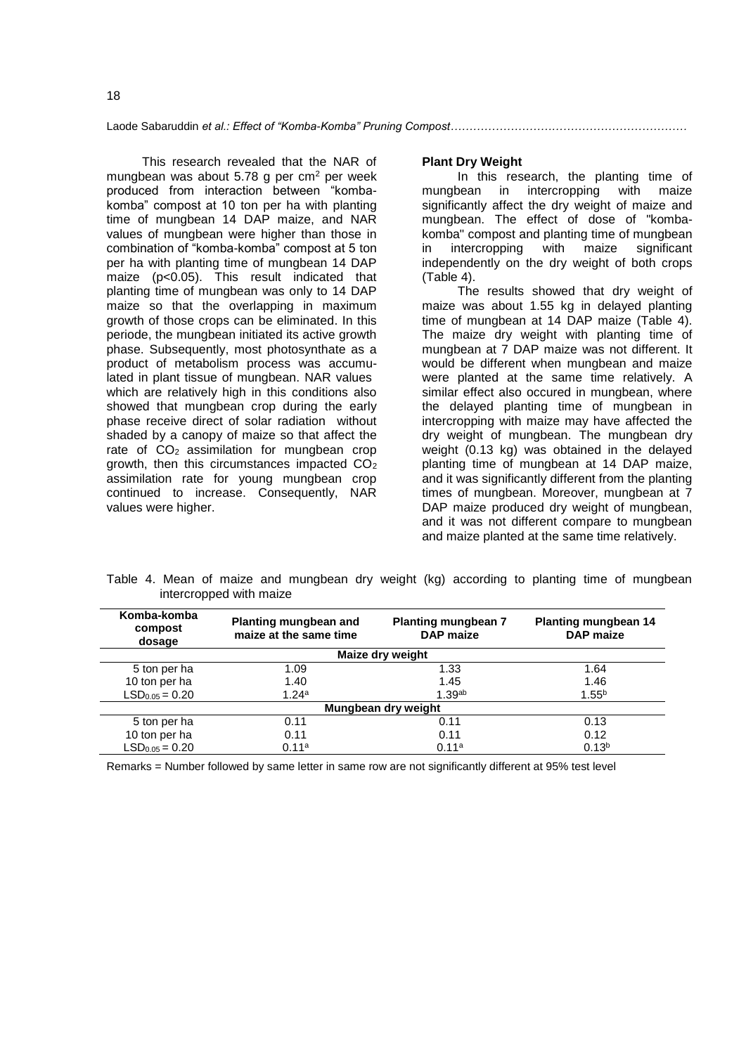This research revealed that the NAR of mungbean was about 5.78 g per $cm^2$ per week produced from interaction between "komba-komba" compost at 10 ton per ha with planting time of mungbean 14 DAP maize, and NAR values of mungbean were higher than those in combination of "komba-komba" compost at 5 ton per ha with planting time of mungbean 14 DAP maize ($p<0.05$). This result indicated that planting time of mungbean was only to 14 DAP maize so that the overlapping in maximum growth of those crops can be eliminated. In this periode, the mungbean initiated its active growth phase. Subsequently, most photosynthate as a product of metabolism process was accumulated in plant tissue of mungbean. NAR values which are relatively high in this conditions also showed that mungbean crop during the early phase receive direct of solar radiation without shaded by a canopy of maize so that affect the rate of $CO_2$ assimilation for mungbean crop growth, then this circumstances impacted $CO_2$ assimilation rate for young mungbean crop continued to increase. Consequently, NAR values were higher.

**Plant Dry Weight**

In this research, the planting time of mungbean in intercropping with maize significantly affect the dry weight of maize and mungbean. The effect of dose of "komba-komba" compost and planting time of mungbean in intercropping with maize significant independently on the dry weight of both crops (Table 4).

The results showed that dry weight of maize was about 1.55 kg in delayed planting time of mungbean at 14 DAP maize (Table 4). The maize dry weight with planting time of mungbean at 7 DAP maize was not different. It would be different when mungbean and maize were planted at the same time relatively. A similar effect also occured in mungbean, where the delayed planting time of mungbean in intercropping with maize may have affected the dry weight of mungbean. The mungbean dry weight (0.13 kg) was obtained in the delayed planting time of mungbean at 14 DAP maize, and it was significantly different from the planting times of mungbean. Moreover, mungbean at 7 DAP maize produced dry weight of mungbean, and it was not different compare to mungbean and maize planted at the same time relatively.

Table 4. Mean of maize and mungbean dry weight (kg) according to planting time of mungbean intercropped with maize

| Komba-komba compost dosage | Planting mungbean and maize at the same time | Planting mungbean 7 DAP maize | Planting mungbean 14 DAP maize |
|---|---|---|---|
| | Maize dry weight | | |
| 5 ton per ha | 1.09 | 1.33 | 1.64 |
| 10 ton per ha | 1.40 | 1.45 | 1.46 |
| $LSD_{0.05} = 0.20$ | $1.24^{a}$ | $1.39^{ab}$ | $1.55^{b}$ |
| | Mungbean dry weight | | |
| 5 ton per ha | 0.11 | 0.11 | 0.13 |
| 10 ton per ha | 0.11 | 0.11 | 0.12 |
| $LSD_{0.05} = 0.20$ | $0.11^{a}$ | $0.11^{a}$ | $0.13^{b}$ |

Remarks = Number followed by same letter in same row are not significantly different at 95% test level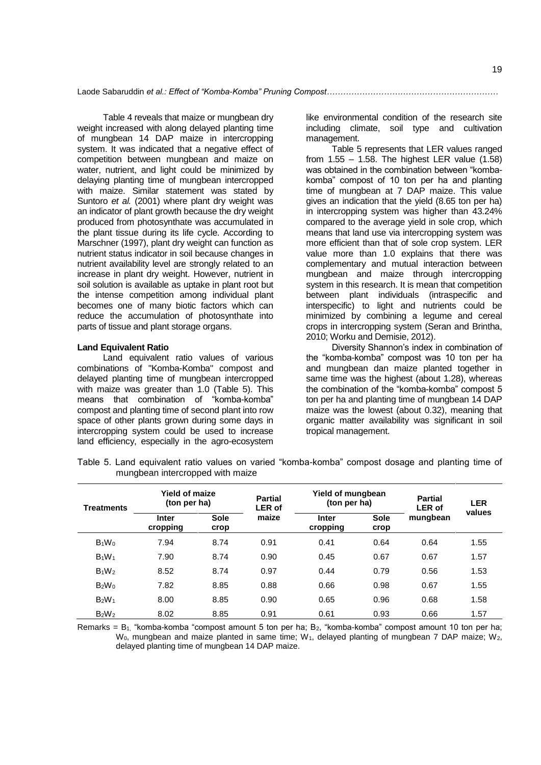Table 4 reveals that maize or mungbean dry weight increased with along delayed planting time of mungbean 14 DAP maize in intercropping system. It was indicated that a negative effect of competition between mungbean and maize on water, nutrient, and light could be minimized by delaying planting time of mungbean intercropped with maize. Similar statement was stated by Suntoro *et al.* (2001) where plant dry weight was an indicator of plant growth because the dry weight produced from photosynthate was accumulated in the plant tissue during its life cycle. According to Marschner (1997), plant dry weight can function as nutrient status indicator in soil because changes in nutrient availability level are strongly related to an increase in plant dry weight. However, nutrient in soil solution is available as uptake in plant root but the intense competition among individual plant becomes one of many biotic factors which can reduce the accumulation of photosynthate into parts of tissue and plant storage organs.

**Land Equivalent Ratio**

Land equivalent ratio values of various combinations of "Komba-Komba" compost and delayed planting time of mungbean intercropped with maize was greater than 1.0 (Table 5). This means that combination of "komba-komba" compost and planting time of second plant into row space of other plants grown during some days in intercropping system could be used to increase land efficiency, especially in the agro-ecosystem like environmental condition of the research site including climate, soil type and cultivation management.

Table 5 represents that LER values ranged from 1.55 – 1.58. The highest LER value (1.58) was obtained in the combination between "komba-komba" compost of 10 ton per ha and planting time of mungbean at 7 DAP maize. This value gives an indication that the yield (8.65 ton per ha) in intercropping system was higher than 43.24% compared to the average yield in sole crop, which means that land use via intercropping system was more efficient than that of sole crop system. LER value more than 1.0 explains that there was complementary and mutual interaction between mungbean and maize through intercropping system in this research. It is mean that competition between plant individuals (intraspecific and interspecific) to light and nutrients could be minimized by combining a legume and cereal crops in intercropping system (Seran and Brintha, 2010; Worku and Demisie, 2012).

Diversity Shannon's index in combination of the "komba-komba" compost was 10 ton per ha and mungbean dan maize planted together in same time was the highest (about 1.28), whereas the combination of the "komba-komba" compost 5 ton per ha and planting time of mungbean 14 DAP maize was the lowest (about 0.32), meaning that organic matter availability was significant in soil tropical management.

Table 5. Land equivalent ratio values on varied "komba-komba" compost dosage and planting time of mungbean intercropped with maize

| Treatments | Yield of maize (ton per ha) | | Partial LER of maize | Yield of mungbean (ton per ha) | | Partial LER of mungbean | LER values |
|---|---|---|---|---|---|---|---|
| | Inter cropping | Sole crop | | Inter cropping | Sole crop | | |
| $B_1W_0$ | 7.94 | 8.74 | 0.91 | 0.41 | 0.64 | 0.64 | 1.55 |
| $B_1W_1$ | 7.90 | 8.74 | 0.90 | 0.45 | 0.67 | 0.67 | 1.57 |
| $B_1W_2$ | 8.52 | 8.74 | 0.97 | 0.44 | 0.79 | 0.56 | 1.53 |
| $B_2W_0$ | 7.82 | 8.85 | 0.88 | 0.66 | 0.98 | 0.67 | 1.55 |
| $B_2W_1$ | 8.00 | 8.85 | 0.90 | 0.65 | 0.96 | 0.68 | 1.58 |
| $B_2W_2$ | 8.02 | 8.85 | 0.91 | 0.61 | 0.93 | 0.66 | 1.57 |

Remarks = $B_1$, "komba-komba "compost amount 5 ton per ha; $B_2$, "komba-komba" compost amount 10 ton per ha; $W_0$, mungbean and maize planted in same time; $W_1$, delayed planting of mungbean 7 DAP maize; $W_2$, delayed planting time of mungbean 14 DAP maize.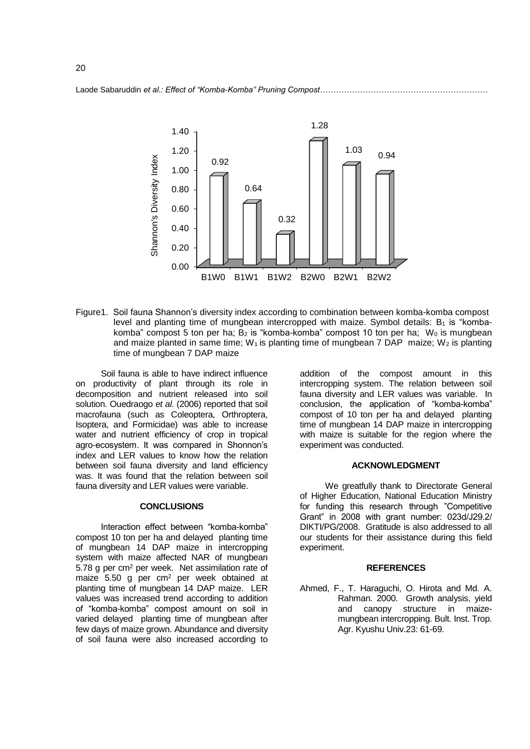Figure1. Soil fauna Shannon's diversity index according to combination between komba-komba compost level and planting time of mungbean intercropped with maize. Symbol details: $B_1$ is "komba-komba" compost 5 ton per ha; $B_2$ is "komba-komba" compost 10 ton per ha; $W_0$ is mungbean and maize planted in same time; $W_1$ is planting time of mungbean 7 DAP maize; $W_2$ is planting time of mungbean 7 DAP maize

Soil fauna is able to have indirect influence on productivity of plant through its role in decomposition and nutrient released into soil solution. Ouedraogo *et al*. (2006) reported that soil macrofauna (such as Coleoptera, Orthroptera, Isoptera, and Formicidae) was able to increase water and nutrient efficiency of crop in tropical agro-ecosystem. It was compared in Shonnon's index and LER values to know how the relation between soil fauna diversity and land efficiency was. It was found that the relation between soil fauna diversity and LER values were variable.

## CONCLUSIONS

Interaction effect between "komba-komba" compost 10 ton per ha and delayed planting time of mungbean 14 DAP maize in intercropping system with maize affected NAR of mungbean 5.78 g per $cm^2$ per week. Net assimilation rate of maize 5.50 g per $cm^2$ per week obtained at planting time of mungbean 14 DAP maize. LER values was increased trend according to addition of "komba-komba" compost amount on soil in varied delayed planting time of mungbean after few days of maize grown. Abundance and diversity of soil fauna were also increased according to addition of the compost amount in this intercropping system. The relation between soil fauna diversity and LER values was variable. In conclusion, the application of "komba-komba" compost of 10 ton per ha and delayed planting time of mungbean 14 DAP maize in intercropping with maize is suitable for the region where the experiment was conducted.

## ACKNOWLEDGMENT

We greatfully thank to Directorate General of Higher Education, National Education Ministry for funding this research through "Competitive Grant" in 2008 with grant number: 023d/J29.2/ DIKTI/PG/2008. Gratitude is also addressed to all our students for their assistance during this field experiment.

## REFERENCES

Ahmed, F., T. Haraguchi, O. Hirota and Md. A. Rahman. 2000. Growth analysis, yield and canopy structure in maize-mungbean intercropping. Bult. Inst. Trop. Agr. Kyushu Univ.23: 61-69.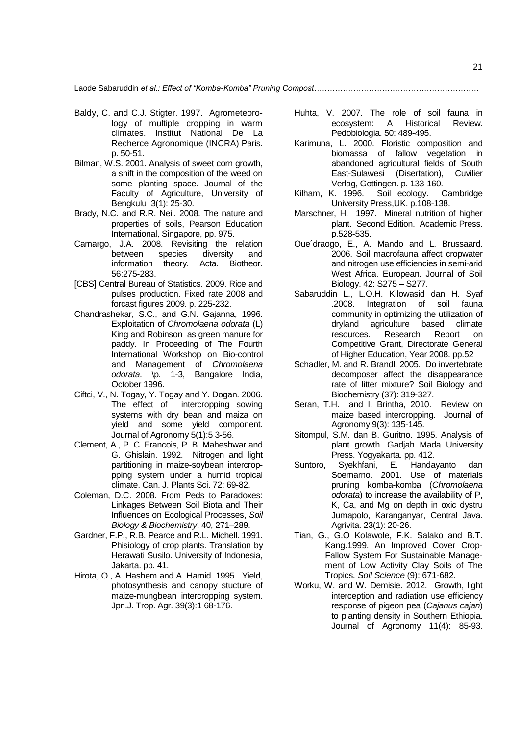Baldy, C. and C.J. Stigter. 1997. Agrometeorology of multiple cropping in warm climates. Institut National De La Recherce Agronomique (INCRA) Paris. p. 50-51.

Bilman, W.S. 2001. Analysis of sweet corn growth, a shift in the composition of the weed on some planting space. Journal of the Faculty of Agriculture, University of Bengkulu 3(1): 25-30.

Brady, N.C. and R.R. Neil. 2008. The nature and properties of soils, Pearson Education International, Singapore, pp. 975.

Camargo, J.A. 2008. Revisiting the relation between species diversity and information theory. Acta. Biotheor. 56:275-283.

[CBS] Central Bureau of Statistics. 2009. Rice and pulses production. Fixed rate 2008 and forcast figures 2009. p. 225-232.

Chandrashekar, S.C., and G.N. Gajanna, 1996. Exploitation of *Chromolaena odorata* (L) King and Robinson as green manure for paddy. In Proceeding of The Fourth International Workshop on Bio-control and Management of *Chromolaena odorata*. \p. 1-3, Bangalore India, October 1996.

Ciftci, V., N. Togay, Y. Togay and Y. Dogan. 2006. The effect of intercropping sowing systems with dry bean and maiza on yield and some yield component. Journal of Agronomy 5(1):5 3-56.

Clement, A., P. C. Francois, P. B. Maheshwar and G. Ghislain. 1992. Nitrogen and light partitioning in maize-soybean intercroppping system under a humid tropical climate. Can. J. Plants Sci. 72: 69-82.

Coleman, D.C. 2008. From Peds to Paradoxes: Linkages Between Soil Biota and Their Influences on Ecological Processes, *Soil Biology & Biochemistry*, 40, 271–289.

Gardner, F.P., R.B. Pearce and R.L. Michell. 1991. Phisiology of crop plants. Translation by Herawati Susilo. University of Indonesia, Jakarta. pp. 41.

Hirota, O., A. Hashem and A. Hamid. 1995. Yield, photosynthesis and canopy stucture of maize-mungbean intercropping system. Jpn.J. Trop. Agr. 39(3):1 68-176.

Huhta, V. 2007. The role of soil fauna in ecosystem: A Historical Review. Pedobiologia. 50: 489-495.

Karimuna, L. 2000. Floristic composition and biomassa of fallow vegetation in abandoned agricultural fields of South East-Sulawesi (Disertation), Cuvilier Verlag, Gottingen. p. 133-160.

Kilham, K. 1996. Soil ecology. Cambridge University Press,UK. p.108-138.

Marschner, H. 1997. Mineral nutrition of higher plant. Second Edition. Academic Press. p.528-535.

Oue´draogo, E., A. Mando and L. Brussaard. 2006. Soil macrofauna affect cropwater and nitrogen use efficiencies in semi-arid West Africa. European. Journal of Soil Biology. 42: S275 – S277.

Sabaruddin L., L.O.H. Kilowasid dan H. Syaf .2008. Integration of soil fauna community in optimizing the utilization of dryland agriculture based climate resources. Research Report on Competitive Grant, Directorate General of Higher Education, Year 2008. pp.52

Schadler, M. and R. Brandl. 2005. Do invertebrate decomposer affect the disappearance rate of litter mixture? Soil Biology and Biochemistry (37): 319-327.

Seran, T.H. and I. Brintha, 2010. Review on maize based intercropping. Journal of Agronomy 9(3): 135-145.

Sitompul, S.M. dan B. Guritno. 1995. Analysis of plant growth. Gadjah Mada University Press. Yogyakarta. pp. 412.

Suntoro, Syekhfani, E. Handayanto dan Soemarno. 2001. Use of materials pruning komba-komba (*Chromolaena odorata*) to increase the availability of P, K, Ca, and Mg on depth in oxic dystru Jumapolo, Karanganyar, Central Java. Agrivita. 23(1): 20-26.

Tian, G., G.O Kolawole, F.K. Salako and B.T. Kang.1999. An Improved Cover Crop-Fallow System For Sustainable Management of Low Activity Clay Soils of The Tropics. *Soil Science* (9): 671-682.

Worku, W. and W. Demisie. 2012. Growth, light interception and radiation use efficiency response of pigeon pea (*Cajanus cajan*) to planting density in Southern Ethiopia. Journal of Agronomy 11(4): 85-93.